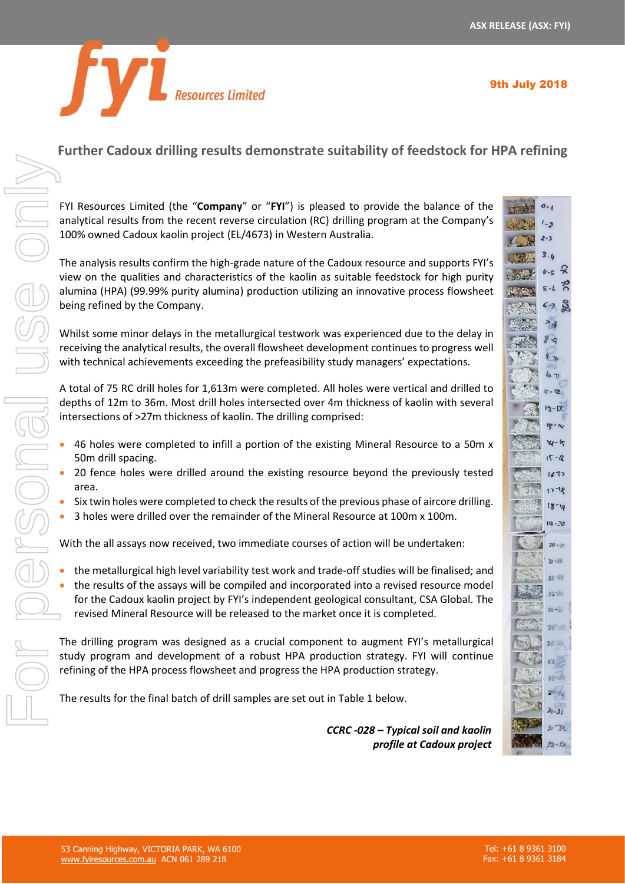# Further Cadoux drilling results demonstrate suitability of feedstock for HPA refining

FYI Resources Limited (the "**Company**" or "**FYI**") is pleased to provide the balance of the analytical results from the recent reverse circulation (RC) drilling program at the Company's 100% owned Cadoux kaolin project (EL/4673) in Western Australia.

The analysis results confirm the high-grade nature of the Cadoux resource and supports FYI's view on the qualities and characteristics of the kaolin as suitable feedstock for high purity alumina (HPA) (99.99% purity alumina) production utilizing an innovative process flowsheet being refined by the Company.

Whilst some minor delays in the metallurgical testwork was experienced due to the delay in receiving the analytical results, the overall flowsheet development continues to progress well with technical achievements exceeding the prefeasibility study managers' expectations.

A total of 75 RC drill holes for 1,613m were completed. All holes were vertical and drilled to depths of 12m to 36m. Most drill holes intersected over 4m thickness of kaolin with several intersections of >27m thickness of kaolin. The drilling comprised:

- 46 holes were completed to infill a portion of the existing Mineral Resource to a 50m x 50m drill spacing.
- 20 fence holes were drilled around the existing resource beyond the previously tested area.
- Six twin holes were completed to check the results of the previous phase of aircore drilling.
- 3 holes were drilled over the remainder of the Mineral Resource at 100m x 100m.

With the all assays now received, two immediate courses of action will be undertaken:

- the metallurgical high level variability test work and trade-off studies will be finalised; and
- the results of the assays will be compiled and incorporated into a revised resource model for the Cadoux kaolin project by FYI's independent geological consultant, CSA Global. The revised Mineral Resource will be released to the market once it is completed.

The drilling program was designed as a crucial component to augment FYI's metallurgical study program and development of a robust HPA production strategy. FYI will continue refining of the HPA process flowsheet and progress the HPA production strategy.

The results for the final batch of drill samples are set out in Table 1 below.

***CCRC -028 – Typical soil and kaolin profile at Cadoux project***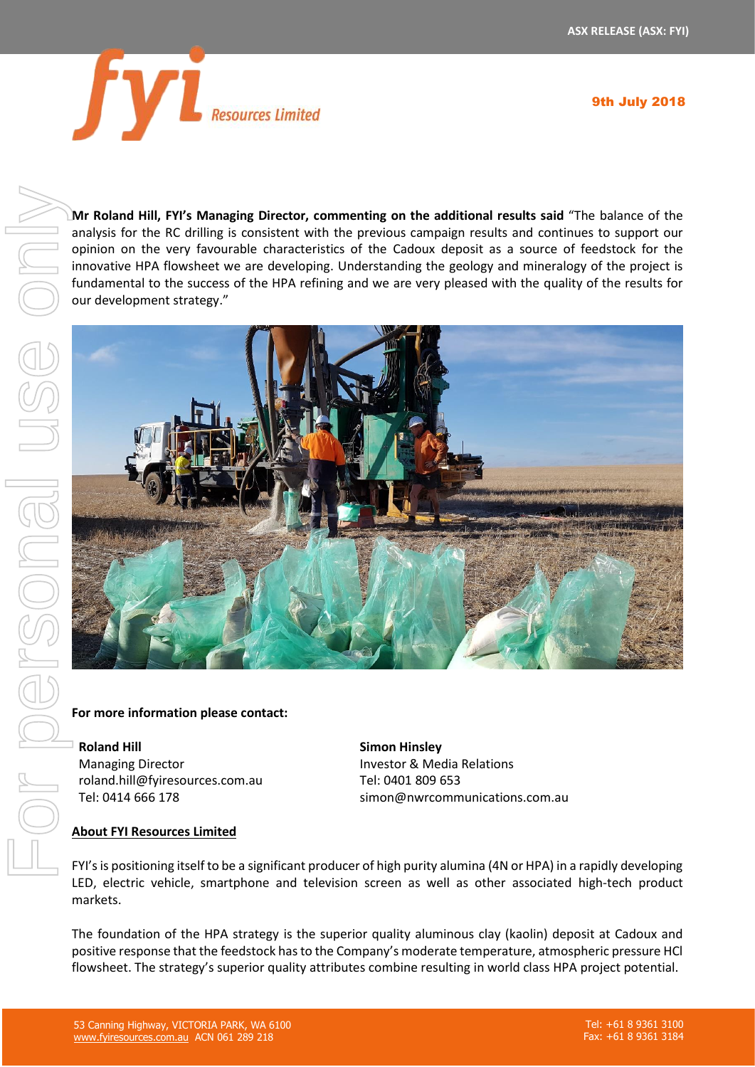**Mr Roland Hill, FYI's Managing Director, commenting on the additional results said** "The balance of the analysis for the RC drilling is consistent with the previous campaign results and continues to support our opinion on the very favourable characteristics of the Cadoux deposit as a source of feedstock for the innovative HPA flowsheet we are developing. Understanding the geology and mineralogy of the project is fundamental to the success of the HPA refining and we are very pleased with the quality of the results for our development strategy."

**For more information please contact:**

**Roland Hill**
Managing Director
roland.hill@fyiresources.com.au
Tel: 0414 666 178

**Simon Hinsley**
Investor & Media Relations
Tel: 0401 809 653
simon@nwrcommunications.com.au

**About FYI Resources Limited**

FYI's is positioning itself to be a significant producer of high purity alumina (4N or HPA) in a rapidly developing LED, electric vehicle, smartphone and television screen as well as other associated high-tech product markets.

The foundation of the HPA strategy is the superior quality aluminous clay (kaolin) deposit at Cadoux and positive response that the feedstock has to the Company's moderate temperature, atmospheric pressure HCl flowsheet. The strategy's superior quality attributes combine resulting in world class HPA project potential.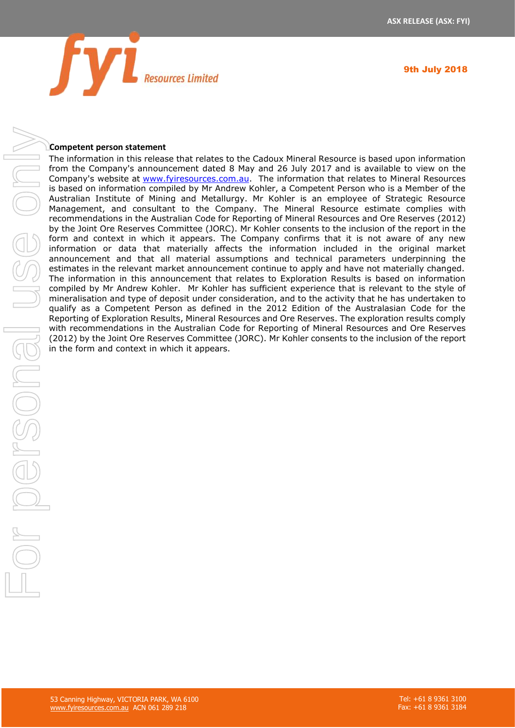**Competent person statement**

The information in this release that relates to the Cadoux Mineral Resource is based upon information from the Company's announcement dated 8 May and 26 July 2017 and is available to view on the Company's website at www.fyiresources.com.au. The information that relates to Mineral Resources is based on information compiled by Mr Andrew Kohler, a Competent Person who is a Member of the Australian Institute of Mining and Metallurgy. Mr Kohler is an employee of Strategic Resource Management, and consultant to the Company. The Mineral Resource estimate complies with recommendations in the Australian Code for Reporting of Mineral Resources and Ore Reserves (2012) by the Joint Ore Reserves Committee (JORC). Mr Kohler consents to the inclusion of the report in the form and context in which it appears. The Company confirms that it is not aware of any new information or data that materially affects the information included in the original market announcement and that all material assumptions and technical parameters underpinning the estimates in the relevant market announcement continue to apply and have not materially changed. The information in this announcement that relates to Exploration Results is based on information compiled by Mr Andrew Kohler. Mr Kohler has sufficient experience that is relevant to the style of mineralisation and type of deposit under consideration, and to the activity that he has undertaken to qualify as a Competent Person as defined in the 2012 Edition of the Australasian Code for the Reporting of Exploration Results, Mineral Resources and Ore Reserves. The exploration results comply with recommendations in the Australian Code for Reporting of Mineral Resources and Ore Reserves (2012) by the Joint Ore Reserves Committee (JORC). Mr Kohler consents to the inclusion of the report in the form and context in which it appears.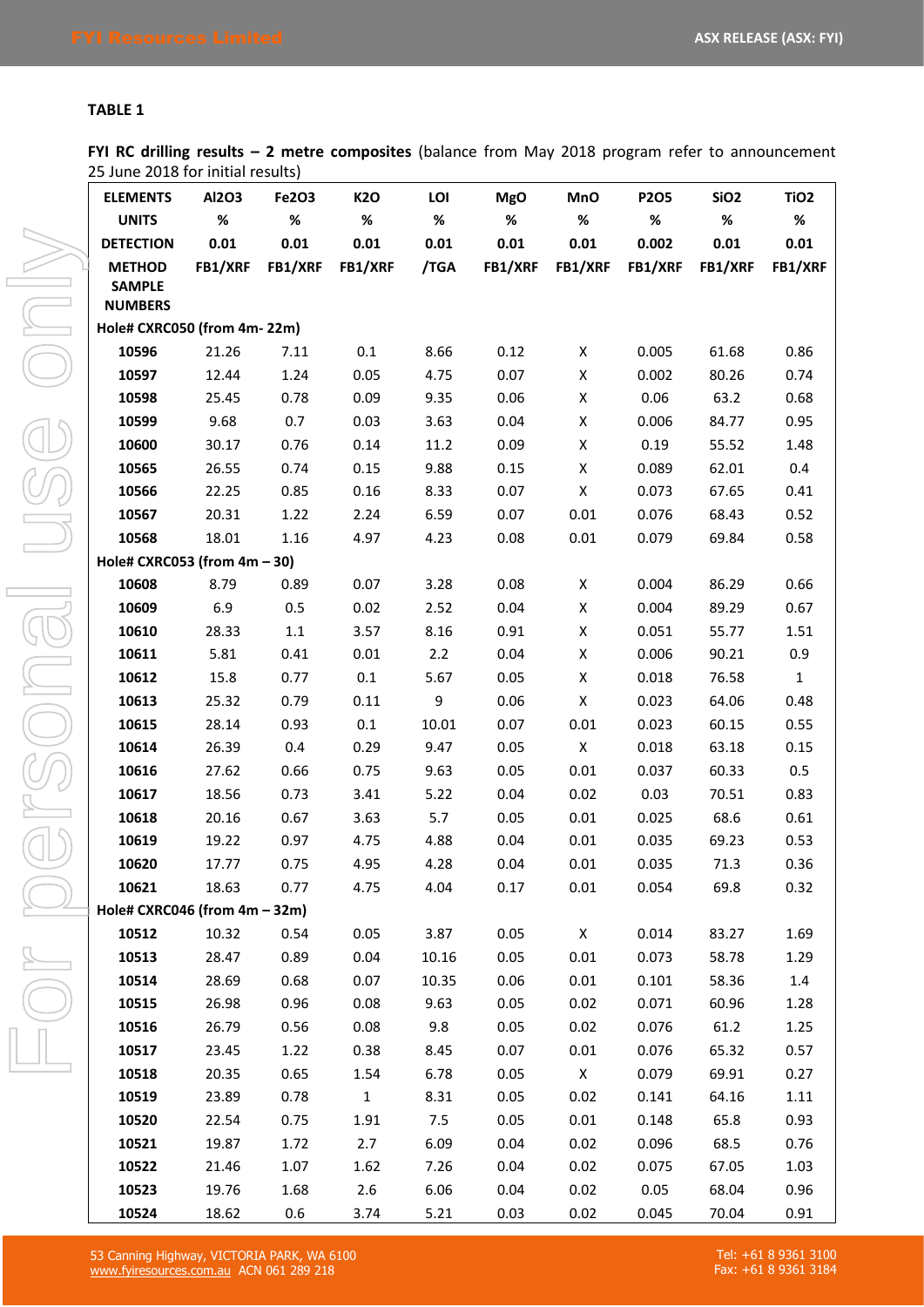**TABLE 1**

**FYI RC drilling results – 2 metre composites** (balance from May 2018 program refer to announcement 25 June 2018 for initial results)

| ELEMENTS | $Al_2O_3$ | $Fe_2O_3$ | $K_2O$ | LOI | MgO | MnO | $P_2O_5$ | $SiO_2$ | $TiO_2$ |
|---|---|---|---|---|---|---|---|---|---|
| UNITS | % | % | % | % | % | % | % | % | % |
| DETECTION | 0.01 | 0.01 | 0.01 | 0.01 | 0.01 | 0.01 | 0.002 | 0.01 | 0.01 |
| METHOD SAMPLE NUMBERS | FB1/XRF | FB1/XRF | FB1/XRF | /TGA | FB1/XRF | FB1/XRF | FB1/XRF | FB1/XRF | FB1/XRF |
| **Hole# CXRC050 (from 4m- 22m)** | | | | | | | | | |
| 10596 | 21.26 | 7.11 | 0.1 | 8.66 | 0.12 | X | 0.005 | 61.68 | 0.86 |
| 10597 | 12.44 | 1.24 | 0.05 | 4.75 | 0.07 | X | 0.002 | 80.26 | 0.74 |
| 10598 | 25.45 | 0.78 | 0.09 | 9.35 | 0.06 | X | 0.06 | 63.2 | 0.68 |
| 10599 | 9.68 | 0.7 | 0.03 | 3.63 | 0.04 | X | 0.006 | 84.77 | 0.95 |
| 10600 | 30.17 | 0.76 | 0.14 | 11.2 | 0.09 | X | 0.19 | 55.52 | 1.48 |
| 10565 | 26.55 | 0.74 | 0.15 | 9.88 | 0.15 | X | 0.089 | 62.01 | 0.4 |
| 10566 | 22.25 | 0.85 | 0.16 | 8.33 | 0.07 | X | 0.073 | 67.65 | 0.41 |
| 10567 | 20.31 | 1.22 | 2.24 | 6.59 | 0.07 | 0.01 | 0.076 | 68.43 | 0.52 |
| 10568 | 18.01 | 1.16 | 4.97 | 4.23 | 0.08 | 0.01 | 0.079 | 69.84 | 0.58 |
| **Hole# CXRC053 (from 4m – 30)** | | | | | | | | | |
| 10608 | 8.79 | 0.89 | 0.07 | 3.28 | 0.08 | X | 0.004 | 86.29 | 0.66 |
| 10609 | 6.9 | 0.5 | 0.02 | 2.52 | 0.04 | X | 0.004 | 89.29 | 0.67 |
| 10610 | 28.33 | 1.1 | 3.57 | 8.16 | 0.91 | X | 0.051 | 55.77 | 1.51 |
| 10611 | 5.81 | 0.41 | 0.01 | 2.2 | 0.04 | X | 0.006 | 90.21 | 0.9 |
| 10612 | 15.8 | 0.77 | 0.1 | 5.67 | 0.05 | X | 0.018 | 76.58 | 1 |
| 10613 | 25.32 | 0.79 | 0.11 | 9 | 0.06 | X | 0.023 | 64.06 | 0.48 |
| 10615 | 28.14 | 0.93 | 0.1 | 10.01 | 0.07 | 0.01 | 0.023 | 60.15 | 0.55 |
| 10614 | 26.39 | 0.4 | 0.29 | 9.47 | 0.05 | X | 0.018 | 63.18 | 0.15 |
| 10616 | 27.62 | 0.66 | 0.75 | 9.63 | 0.05 | 0.01 | 0.037 | 60.33 | 0.5 |
| 10617 | 18.56 | 0.73 | 3.41 | 5.22 | 0.04 | 0.02 | 0.03 | 70.51 | 0.83 |
| 10618 | 20.16 | 0.67 | 3.63 | 5.7 | 0.05 | 0.01 | 0.025 | 68.6 | 0.61 |
| 10619 | 19.22 | 0.97 | 4.75 | 4.88 | 0.04 | 0.01 | 0.035 | 69.23 | 0.53 |
| 10620 | 17.77 | 0.75 | 4.95 | 4.28 | 0.04 | 0.01 | 0.035 | 71.3 | 0.36 |
| 10621 | 18.63 | 0.77 | 4.75 | 4.04 | 0.17 | 0.01 | 0.054 | 69.8 | 0.32 |
| **Hole# CXRC046 (from 4m – 32m)** | | | | | | | | | |
| 10512 | 10.32 | 0.54 | 0.05 | 3.87 | 0.05 | X | 0.014 | 83.27 | 1.69 |
| 10513 | 28.47 | 0.89 | 0.04 | 10.16 | 0.05 | 0.01 | 0.073 | 58.78 | 1.29 |
| 10514 | 28.69 | 0.68 | 0.07 | 10.35 | 0.06 | 0.01 | 0.101 | 58.36 | 1.4 |
| 10515 | 26.98 | 0.96 | 0.08 | 9.63 | 0.05 | 0.02 | 0.071 | 60.96 | 1.28 |
| 10516 | 26.79 | 0.56 | 0.08 | 9.8 | 0.05 | 0.02 | 0.076 | 61.2 | 1.25 |
| 10517 | 23.45 | 1.22 | 0.38 | 8.45 | 0.07 | 0.01 | 0.076 | 65.32 | 0.57 |
| 10518 | 20.35 | 0.65 | 1.54 | 6.78 | 0.05 | X | 0.079 | 69.91 | 0.27 |
| 10519 | 23.89 | 0.78 | 1 | 8.31 | 0.05 | 0.02 | 0.141 | 64.16 | 1.11 |
| 10520 | 22.54 | 0.75 | 1.91 | 7.5 | 0.05 | 0.01 | 0.148 | 65.8 | 0.93 |
| 10521 | 19.87 | 1.72 | 2.7 | 6.09 | 0.04 | 0.02 | 0.096 | 68.5 | 0.76 |
| 10522 | 21.46 | 1.07 | 1.62 | 7.26 | 0.04 | 0.02 | 0.075 | 67.05 | 1.03 |
| 10523 | 19.76 | 1.68 | 2.6 | 6.06 | 0.04 | 0.02 | 0.05 | 68.04 | 0.96 |
| 10524 | 18.62 | 0.6 | 3.74 | 5.21 | 0.03 | 0.02 | 0.045 | 70.04 | 0.91 |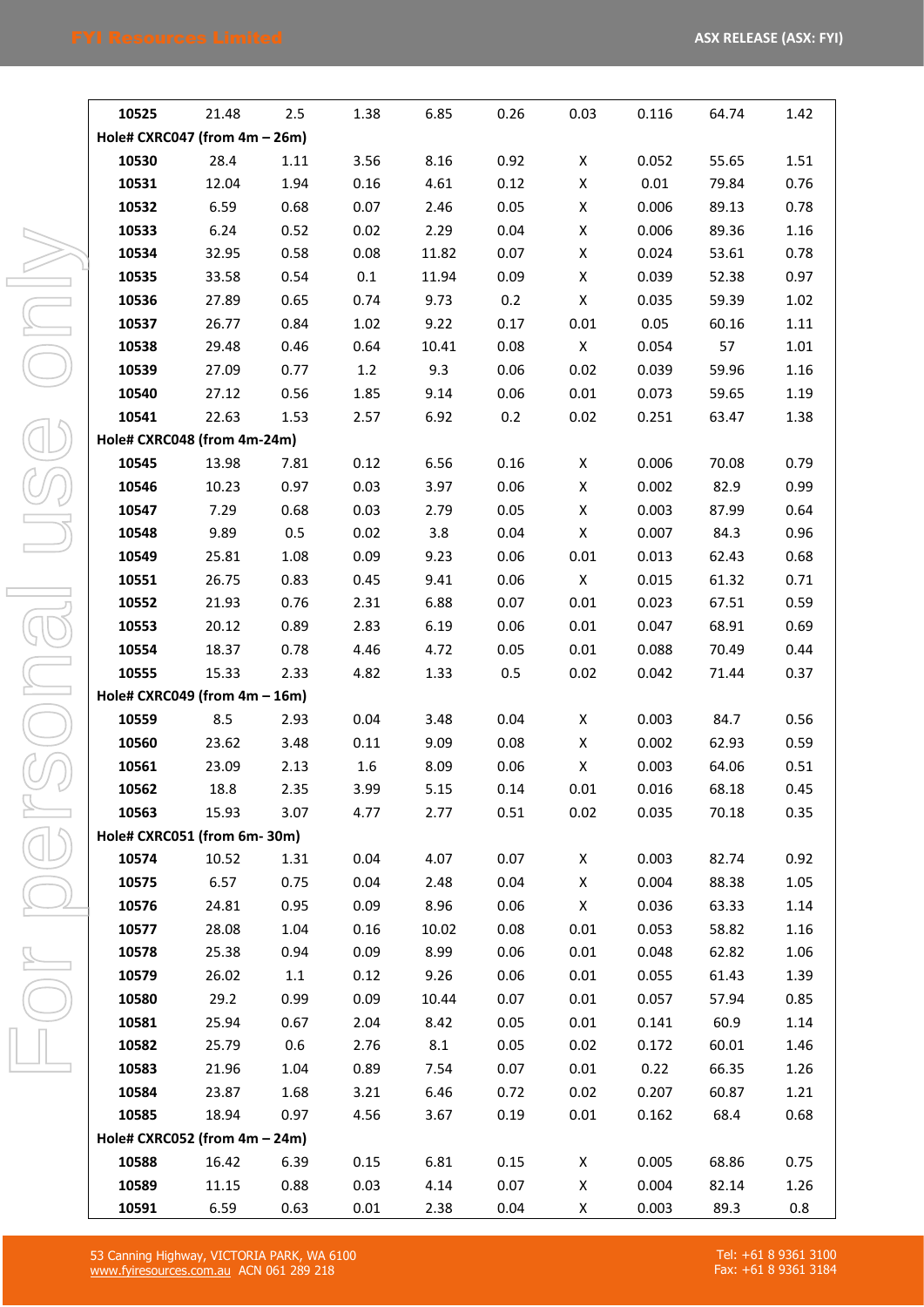| | | | | | | | | | |
|---|---|---|---|---|---|---|---|---|---|
| **10525** | 21.48 | 2.5 | 1.38 | 6.85 | 0.26 | 0.03 | 0.116 | 64.74 | 1.42 |
| **Hole# CXRC047 (from 4m – 26m)** | | | | | | | | | |
| **10530** | 28.4 | 1.11 | 3.56 | 8.16 | 0.92 | X | 0.052 | 55.65 | 1.51 |
| **10531** | 12.04 | 1.94 | 0.16 | 4.61 | 0.12 | X | 0.01 | 79.84 | 0.76 |
| **10532** | 6.59 | 0.68 | 0.07 | 2.46 | 0.05 | X | 0.006 | 89.13 | 0.78 |
| **10533** | 6.24 | 0.52 | 0.02 | 2.29 | 0.04 | X | 0.006 | 89.36 | 1.16 |
| **10534** | 32.95 | 0.58 | 0.08 | 11.82 | 0.07 | X | 0.024 | 53.61 | 0.78 |
| **10535** | 33.58 | 0.54 | 0.1 | 11.94 | 0.09 | X | 0.039 | 52.38 | 0.97 |
| **10536** | 27.89 | 0.65 | 0.74 | 9.73 | 0.2 | X | 0.035 | 59.39 | 1.02 |
| **10537** | 26.77 | 0.84 | 1.02 | 9.22 | 0.17 | 0.01 | 0.05 | 60.16 | 1.11 |
| **10538** | 29.48 | 0.46 | 0.64 | 10.41 | 0.08 | X | 0.054 | 57 | 1.01 |
| **10539** | 27.09 | 0.77 | 1.2 | 9.3 | 0.06 | 0.02 | 0.039 | 59.96 | 1.16 |
| **10540** | 27.12 | 0.56 | 1.85 | 9.14 | 0.06 | 0.01 | 0.073 | 59.65 | 1.19 |
| **10541** | 22.63 | 1.53 | 2.57 | 6.92 | 0.2 | 0.02 | 0.251 | 63.47 | 1.38 |
| **Hole# CXRC048 (from 4m-24m)** | | | | | | | | | |
| **10545** | 13.98 | 7.81 | 0.12 | 6.56 | 0.16 | X | 0.006 | 70.08 | 0.79 |
| **10546** | 10.23 | 0.97 | 0.03 | 3.97 | 0.06 | X | 0.002 | 82.9 | 0.99 |
| **10547** | 7.29 | 0.68 | 0.03 | 2.79 | 0.05 | X | 0.003 | 87.99 | 0.64 |
| **10548** | 9.89 | 0.5 | 0.02 | 3.8 | 0.04 | X | 0.007 | 84.3 | 0.96 |
| **10549** | 25.81 | 1.08 | 0.09 | 9.23 | 0.06 | 0.01 | 0.013 | 62.43 | 0.68 |
| **10551** | 26.75 | 0.83 | 0.45 | 9.41 | 0.06 | X | 0.015 | 61.32 | 0.71 |
| **10552** | 21.93 | 0.76 | 2.31 | 6.88 | 0.07 | 0.01 | 0.023 | 67.51 | 0.59 |
| **10553** | 20.12 | 0.89 | 2.83 | 6.19 | 0.06 | 0.01 | 0.047 | 68.91 | 0.69 |
| **10554** | 18.37 | 0.78 | 4.46 | 4.72 | 0.05 | 0.01 | 0.088 | 70.49 | 0.44 |
| **10555** | 15.33 | 2.33 | 4.82 | 1.33 | 0.5 | 0.02 | 0.042 | 71.44 | 0.37 |
| **Hole# CXRC049 (from 4m – 16m)** | | | | | | | | | |
| **10559** | 8.5 | 2.93 | 0.04 | 3.48 | 0.04 | X | 0.003 | 84.7 | 0.56 |
| **10560** | 23.62 | 3.48 | 0.11 | 9.09 | 0.08 | X | 0.002 | 62.93 | 0.59 |
| **10561** | 23.09 | 2.13 | 1.6 | 8.09 | 0.06 | X | 0.003 | 64.06 | 0.51 |
| **10562** | 18.8 | 2.35 | 3.99 | 5.15 | 0.14 | 0.01 | 0.016 | 68.18 | 0.45 |
| **10563** | 15.93 | 3.07 | 4.77 | 2.77 | 0.51 | 0.02 | 0.035 | 70.18 | 0.35 |
| **Hole# CXRC051 (from 6m- 30m)** | | | | | | | | | |
| **10574** | 10.52 | 1.31 | 0.04 | 4.07 | 0.07 | X | 0.003 | 82.74 | 0.92 |
| **10575** | 6.57 | 0.75 | 0.04 | 2.48 | 0.04 | X | 0.004 | 88.38 | 1.05 |
| **10576** | 24.81 | 0.95 | 0.09 | 8.96 | 0.06 | X | 0.036 | 63.33 | 1.14 |
| **10577** | 28.08 | 1.04 | 0.16 | 10.02 | 0.08 | 0.01 | 0.053 | 58.82 | 1.16 |
| **10578** | 25.38 | 0.94 | 0.09 | 8.99 | 0.06 | 0.01 | 0.048 | 62.82 | 1.06 |
| **10579** | 26.02 | 1.1 | 0.12 | 9.26 | 0.06 | 0.01 | 0.055 | 61.43 | 1.39 |
| **10580** | 29.2 | 0.99 | 0.09 | 10.44 | 0.07 | 0.01 | 0.057 | 57.94 | 0.85 |
| **10581** | 25.94 | 0.67 | 2.04 | 8.42 | 0.05 | 0.01 | 0.141 | 60.9 | 1.14 |
| **10582** | 25.79 | 0.6 | 2.76 | 8.1 | 0.05 | 0.02 | 0.172 | 60.01 | 1.46 |
| **10583** | 21.96 | 1.04 | 0.89 | 7.54 | 0.07 | 0.01 | 0.22 | 66.35 | 1.26 |
| **10584** | 23.87 | 1.68 | 3.21 | 6.46 | 0.72 | 0.02 | 0.207 | 60.87 | 1.21 |
| **10585** | 18.94 | 0.97 | 4.56 | 3.67 | 0.19 | 0.01 | 0.162 | 68.4 | 0.68 |
| **Hole# CXRC052 (from 4m – 24m)** | | | | | | | | | |
| **10588** | 16.42 | 6.39 | 0.15 | 6.81 | 0.15 | X | 0.005 | 68.86 | 0.75 |
| **10589** | 11.15 | 0.88 | 0.03 | 4.14 | 0.07 | X | 0.004 | 82.14 | 1.26 |
| **10591** | 6.59 | 0.63 | 0.01 | 2.38 | 0.04 | X | 0.003 | 89.3 | 0.8 |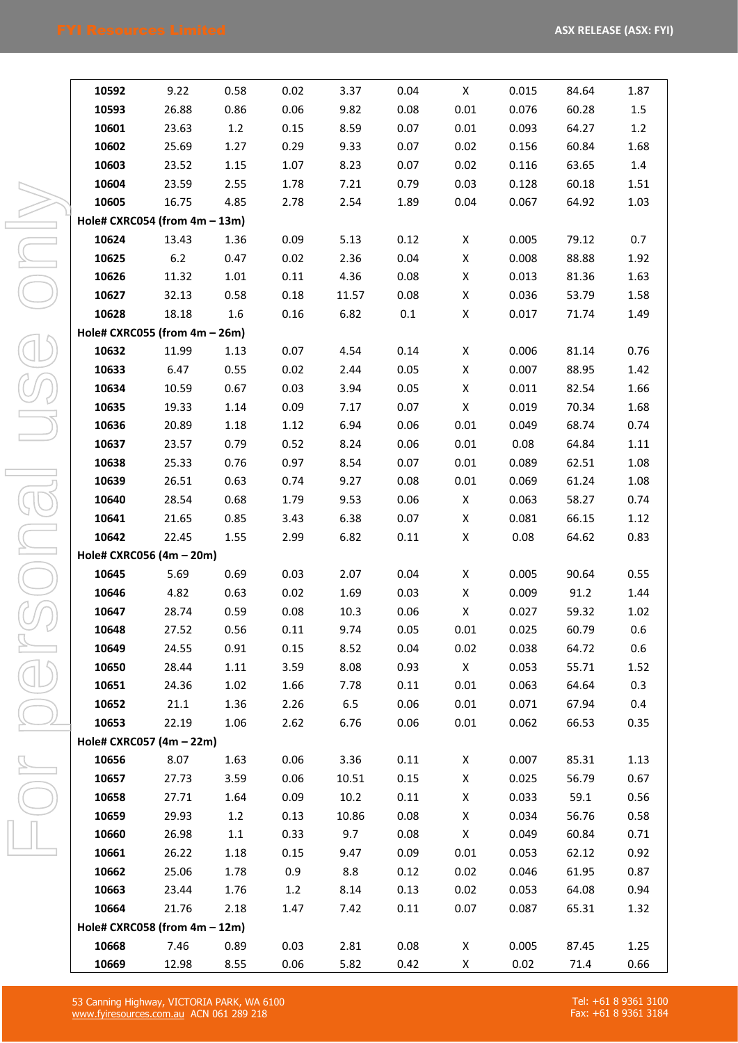| | | | | | | | | | |
|---|---|---|---|---|---|---|---|---|---|
| **10592** | 9.22 | 0.58 | 0.02 | 3.37 | 0.04 | X | 0.015 | 84.64 | 1.87 |
| **10593** | 26.88 | 0.86 | 0.06 | 9.82 | 0.08 | 0.01 | 0.076 | 60.28 | 1.5 |
| **10601** | 23.63 | 1.2 | 0.15 | 8.59 | 0.07 | 0.01 | 0.093 | 64.27 | 1.2 |
| **10602** | 25.69 | 1.27 | 0.29 | 9.33 | 0.07 | 0.02 | 0.156 | 60.84 | 1.68 |
| **10603** | 23.52 | 1.15 | 1.07 | 8.23 | 0.07 | 0.02 | 0.116 | 63.65 | 1.4 |
| **10604** | 23.59 | 2.55 | 1.78 | 7.21 | 0.79 | 0.03 | 0.128 | 60.18 | 1.51 |
| **10605** | 16.75 | 4.85 | 2.78 | 2.54 | 1.89 | 0.04 | 0.067 | 64.92 | 1.03 |
| **Hole# CXRC054 (from 4m – 13m)** | | | | | | | | | |
| **10624** | 13.43 | 1.36 | 0.09 | 5.13 | 0.12 | X | 0.005 | 79.12 | 0.7 |
| **10625** | 6.2 | 0.47 | 0.02 | 2.36 | 0.04 | X | 0.008 | 88.88 | 1.92 |
| **10626** | 11.32 | 1.01 | 0.11 | 4.36 | 0.08 | X | 0.013 | 81.36 | 1.63 |
| **10627** | 32.13 | 0.58 | 0.18 | 11.57 | 0.08 | X | 0.036 | 53.79 | 1.58 |
| **10628** | 18.18 | 1.6 | 0.16 | 6.82 | 0.1 | X | 0.017 | 71.74 | 1.49 |
| **Hole# CXRC055 (from 4m – 26m)** | | | | | | | | | |
| **10632** | 11.99 | 1.13 | 0.07 | 4.54 | 0.14 | X | 0.006 | 81.14 | 0.76 |
| **10633** | 6.47 | 0.55 | 0.02 | 2.44 | 0.05 | X | 0.007 | 88.95 | 1.42 |
| **10634** | 10.59 | 0.67 | 0.03 | 3.94 | 0.05 | X | 0.011 | 82.54 | 1.66 |
| **10635** | 19.33 | 1.14 | 0.09 | 7.17 | 0.07 | X | 0.019 | 70.34 | 1.68 |
| **10636** | 20.89 | 1.18 | 1.12 | 6.94 | 0.06 | 0.01 | 0.049 | 68.74 | 0.74 |
| **10637** | 23.57 | 0.79 | 0.52 | 8.24 | 0.06 | 0.01 | 0.08 | 64.84 | 1.11 |
| **10638** | 25.33 | 0.76 | 0.97 | 8.54 | 0.07 | 0.01 | 0.089 | 62.51 | 1.08 |
| **10639** | 26.51 | 0.63 | 0.74 | 9.27 | 0.08 | 0.01 | 0.069 | 61.24 | 1.08 |
| **10640** | 28.54 | 0.68 | 1.79 | 9.53 | 0.06 | X | 0.063 | 58.27 | 0.74 |
| **10641** | 21.65 | 0.85 | 3.43 | 6.38 | 0.07 | X | 0.081 | 66.15 | 1.12 |
| **10642** | 22.45 | 1.55 | 2.99 | 6.82 | 0.11 | X | 0.08 | 64.62 | 0.83 |
| **Hole# CXRC056 (4m – 20m)** | | | | | | | | | |
| **10645** | 5.69 | 0.69 | 0.03 | 2.07 | 0.04 | X | 0.005 | 90.64 | 0.55 |
| **10646** | 4.82 | 0.63 | 0.02 | 1.69 | 0.03 | X | 0.009 | 91.2 | 1.44 |
| **10647** | 28.74 | 0.59 | 0.08 | 10.3 | 0.06 | X | 0.027 | 59.32 | 1.02 |
| **10648** | 27.52 | 0.56 | 0.11 | 9.74 | 0.05 | 0.01 | 0.025 | 60.79 | 0.6 |
| **10649** | 24.55 | 0.91 | 0.15 | 8.52 | 0.04 | 0.02 | 0.038 | 64.72 | 0.6 |
| **10650** | 28.44 | 1.11 | 3.59 | 8.08 | 0.93 | X | 0.053 | 55.71 | 1.52 |
| **10651** | 24.36 | 1.02 | 1.66 | 7.78 | 0.11 | 0.01 | 0.063 | 64.64 | 0.3 |
| **10652** | 21.1 | 1.36 | 2.26 | 6.5 | 0.06 | 0.01 | 0.071 | 67.94 | 0.4 |
| **10653** | 22.19 | 1.06 | 2.62 | 6.76 | 0.06 | 0.01 | 0.062 | 66.53 | 0.35 |
| **Hole# CXRC057 (4m – 22m)** | | | | | | | | | |
| **10656** | 8.07 | 1.63 | 0.06 | 3.36 | 0.11 | X | 0.007 | 85.31 | 1.13 |
| **10657** | 27.73 | 3.59 | 0.06 | 10.51 | 0.15 | X | 0.025 | 56.79 | 0.67 |
| **10658** | 27.71 | 1.64 | 0.09 | 10.2 | 0.11 | X | 0.033 | 59.1 | 0.56 |
| **10659** | 29.93 | 1.2 | 0.13 | 10.86 | 0.08 | X | 0.034 | 56.76 | 0.58 |
| **10660** | 26.98 | 1.1 | 0.33 | 9.7 | 0.08 | X | 0.049 | 60.84 | 0.71 |
| **10661** | 26.22 | 1.18 | 0.15 | 9.47 | 0.09 | 0.01 | 0.053 | 62.12 | 0.92 |
| **10662** | 25.06 | 1.78 | 0.9 | 8.8 | 0.12 | 0.02 | 0.046 | 61.95 | 0.87 |
| **10663** | 23.44 | 1.76 | 1.2 | 8.14 | 0.13 | 0.02 | 0.053 | 64.08 | 0.94 |
| **10664** | 21.76 | 2.18 | 1.47 | 7.42 | 0.11 | 0.07 | 0.087 | 65.31 | 1.32 |
| **Hole# CXRC058 (from 4m – 12m)** | | | | | | | | | |
| **10668** | 7.46 | 0.89 | 0.03 | 2.81 | 0.08 | X | 0.005 | 87.45 | 1.25 |
| **10669** | 12.98 | 8.55 | 0.06 | 5.82 | 0.42 | X | 0.02 | 71.4 | 0.66 |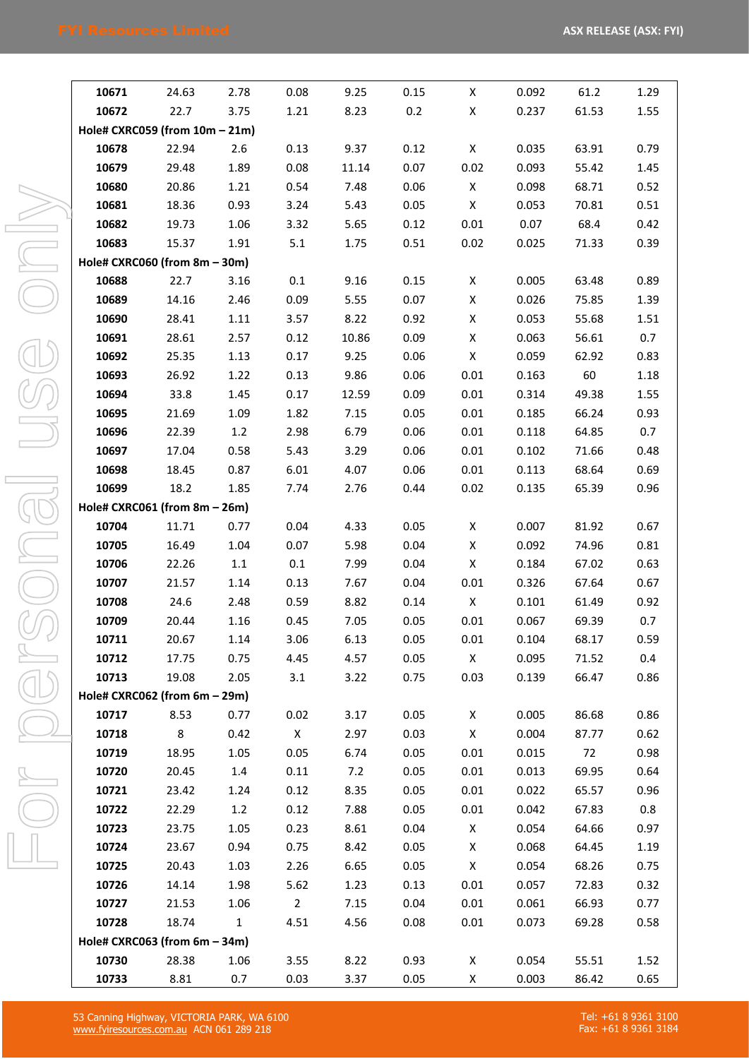| | | | | | | | | | |
|---|---|---|---|---|---|---|---|---|---|
| **10671** | 24.63 | 2.78 | 0.08 | 9.25 | 0.15 | X | 0.092 | 61.2 | 1.29 |
| **10672** | 22.7 | 3.75 | 1.21 | 8.23 | 0.2 | X | 0.237 | 61.53 | 1.55 |
| **Hole# CXRC059 (from 10m – 21m)** | | | | | | | | | |
| **10678** | 22.94 | 2.6 | 0.13 | 9.37 | 0.12 | X | 0.035 | 63.91 | 0.79 |
| **10679** | 29.48 | 1.89 | 0.08 | 11.14 | 0.07 | 0.02 | 0.093 | 55.42 | 1.45 |
| **10680** | 20.86 | 1.21 | 0.54 | 7.48 | 0.06 | X | 0.098 | 68.71 | 0.52 |
| **10681** | 18.36 | 0.93 | 3.24 | 5.43 | 0.05 | X | 0.053 | 70.81 | 0.51 |
| **10682** | 19.73 | 1.06 | 3.32 | 5.65 | 0.12 | 0.01 | 0.07 | 68.4 | 0.42 |
| **10683** | 15.37 | 1.91 | 5.1 | 1.75 | 0.51 | 0.02 | 0.025 | 71.33 | 0.39 |
| **Hole# CXRC060 (from 8m – 30m)** | | | | | | | | | |
| **10688** | 22.7 | 3.16 | 0.1 | 9.16 | 0.15 | X | 0.005 | 63.48 | 0.89 |
| **10689** | 14.16 | 2.46 | 0.09 | 5.55 | 0.07 | X | 0.026 | 75.85 | 1.39 |
| **10690** | 28.41 | 1.11 | 3.57 | 8.22 | 0.92 | X | 0.053 | 55.68 | 1.51 |
| **10691** | 28.61 | 2.57 | 0.12 | 10.86 | 0.09 | X | 0.063 | 56.61 | 0.7 |
| **10692** | 25.35 | 1.13 | 0.17 | 9.25 | 0.06 | X | 0.059 | 62.92 | 0.83 |
| **10693** | 26.92 | 1.22 | 0.13 | 9.86 | 0.06 | 0.01 | 0.163 | 60 | 1.18 |
| **10694** | 33.8 | 1.45 | 0.17 | 12.59 | 0.09 | 0.01 | 0.314 | 49.38 | 1.55 |
| **10695** | 21.69 | 1.09 | 1.82 | 7.15 | 0.05 | 0.01 | 0.185 | 66.24 | 0.93 |
| **10696** | 22.39 | 1.2 | 2.98 | 6.79 | 0.06 | 0.01 | 0.118 | 64.85 | 0.7 |
| **10697** | 17.04 | 0.58 | 5.43 | 3.29 | 0.06 | 0.01 | 0.102 | 71.66 | 0.48 |
| **10698** | 18.45 | 0.87 | 6.01 | 4.07 | 0.06 | 0.01 | 0.113 | 68.64 | 0.69 |
| **10699** | 18.2 | 1.85 | 7.74 | 2.76 | 0.44 | 0.02 | 0.135 | 65.39 | 0.96 |
| **Hole# CXRC061 (from 8m – 26m)** | | | | | | | | | |
| **10704** | 11.71 | 0.77 | 0.04 | 4.33 | 0.05 | X | 0.007 | 81.92 | 0.67 |
| **10705** | 16.49 | 1.04 | 0.07 | 5.98 | 0.04 | X | 0.092 | 74.96 | 0.81 |
| **10706** | 22.26 | 1.1 | 0.1 | 7.99 | 0.04 | X | 0.184 | 67.02 | 0.63 |
| **10707** | 21.57 | 1.14 | 0.13 | 7.67 | 0.04 | 0.01 | 0.326 | 67.64 | 0.67 |
| **10708** | 24.6 | 2.48 | 0.59 | 8.82 | 0.14 | X | 0.101 | 61.49 | 0.92 |
| **10709** | 20.44 | 1.16 | 0.45 | 7.05 | 0.05 | 0.01 | 0.067 | 69.39 | 0.7 |
| **10711** | 20.67 | 1.14 | 3.06 | 6.13 | 0.05 | 0.01 | 0.104 | 68.17 | 0.59 |
| **10712** | 17.75 | 0.75 | 4.45 | 4.57 | 0.05 | X | 0.095 | 71.52 | 0.4 |
| **10713** | 19.08 | 2.05 | 3.1 | 3.22 | 0.75 | 0.03 | 0.139 | 66.47 | 0.86 |
| **Hole# CXRC062 (from 6m – 29m)** | | | | | | | | | |
| **10717** | 8.53 | 0.77 | 0.02 | 3.17 | 0.05 | X | 0.005 | 86.68 | 0.86 |
| **10718** | 8 | 0.42 | X | 2.97 | 0.03 | X | 0.004 | 87.77 | 0.62 |
| **10719** | 18.95 | 1.05 | 0.05 | 6.74 | 0.05 | 0.01 | 0.015 | 72 | 0.98 |
| **10720** | 20.45 | 1.4 | 0.11 | 7.2 | 0.05 | 0.01 | 0.013 | 69.95 | 0.64 |
| **10721** | 23.42 | 1.24 | 0.12 | 8.35 | 0.05 | 0.01 | 0.022 | 65.57 | 0.96 |
| **10722** | 22.29 | 1.2 | 0.12 | 7.88 | 0.05 | 0.01 | 0.042 | 67.83 | 0.8 |
| **10723** | 23.75 | 1.05 | 0.23 | 8.61 | 0.04 | X | 0.054 | 64.66 | 0.97 |
| **10724** | 23.67 | 0.94 | 0.75 | 8.42 | 0.05 | X | 0.068 | 64.45 | 1.19 |
| **10725** | 20.43 | 1.03 | 2.26 | 6.65 | 0.05 | X | 0.054 | 68.26 | 0.75 |
| **10726** | 14.14 | 1.98 | 5.62 | 1.23 | 0.13 | 0.01 | 0.057 | 72.83 | 0.32 |
| **10727** | 21.53 | 1.06 | 2 | 7.15 | 0.04 | 0.01 | 0.061 | 66.93 | 0.77 |
| **10728** | 18.74 | 1 | 4.51 | 4.56 | 0.08 | 0.01 | 0.073 | 69.28 | 0.58 |
| **Hole# CXRC063 (from 6m – 34m)** | | | | | | | | | |
| **10730** | 28.38 | 1.06 | 3.55 | 8.22 | 0.93 | X | 0.054 | 55.51 | 1.52 |
| **10733** | 8.81 | 0.7 | 0.03 | 3.37 | 0.05 | X | 0.003 | 86.42 | 0.65 |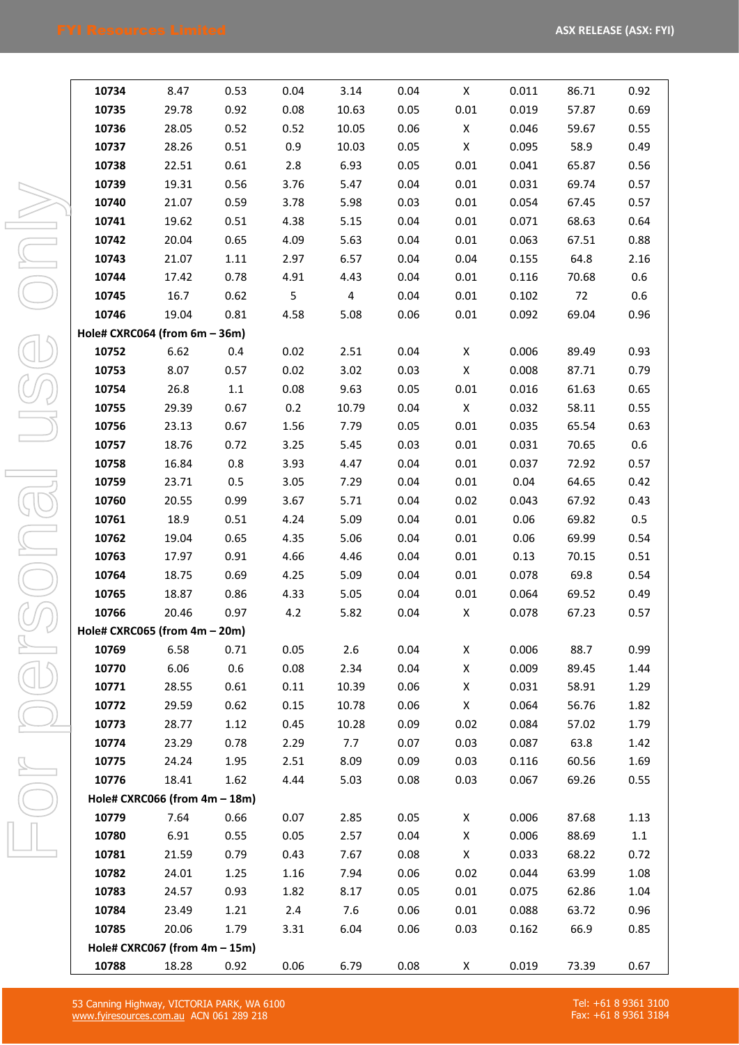| | | | | | | | | | |
|---|---|---|---|---|---|---|---|---|---|
| **10734** | 8.47 | 0.53 | 0.04 | 3.14 | 0.04 | X | 0.011 | 86.71 | 0.92 |
| **10735** | 29.78 | 0.92 | 0.08 | 10.63 | 0.05 | 0.01 | 0.019 | 57.87 | 0.69 |
| **10736** | 28.05 | 0.52 | 0.52 | 10.05 | 0.06 | X | 0.046 | 59.67 | 0.55 |
| **10737** | 28.26 | 0.51 | 0.9 | 10.03 | 0.05 | X | 0.095 | 58.9 | 0.49 |
| **10738** | 22.51 | 0.61 | 2.8 | 6.93 | 0.05 | 0.01 | 0.041 | 65.87 | 0.56 |
| **10739** | 19.31 | 0.56 | 3.76 | 5.47 | 0.04 | 0.01 | 0.031 | 69.74 | 0.57 |
| **10740** | 21.07 | 0.59 | 3.78 | 5.98 | 0.03 | 0.01 | 0.054 | 67.45 | 0.57 |
| **10741** | 19.62 | 0.51 | 4.38 | 5.15 | 0.04 | 0.01 | 0.071 | 68.63 | 0.64 |
| **10742** | 20.04 | 0.65 | 4.09 | 5.63 | 0.04 | 0.01 | 0.063 | 67.51 | 0.88 |
| **10743** | 21.07 | 1.11 | 2.97 | 6.57 | 0.04 | 0.04 | 0.155 | 64.8 | 2.16 |
| **10744** | 17.42 | 0.78 | 4.91 | 4.43 | 0.04 | 0.01 | 0.116 | 70.68 | 0.6 |
| **10745** | 16.7 | 0.62 | 5 | 4 | 0.04 | 0.01 | 0.102 | 72 | 0.6 |
| **10746** | 19.04 | 0.81 | 4.58 | 5.08 | 0.06 | 0.01 | 0.092 | 69.04 | 0.96 |
| **Hole# CXRC064 (from 6m – 36m)** | | | | | | | | | |
| **10752** | 6.62 | 0.4 | 0.02 | 2.51 | 0.04 | X | 0.006 | 89.49 | 0.93 |
| **10753** | 8.07 | 0.57 | 0.02 | 3.02 | 0.03 | X | 0.008 | 87.71 | 0.79 |
| **10754** | 26.8 | 1.1 | 0.08 | 9.63 | 0.05 | 0.01 | 0.016 | 61.63 | 0.65 |
| **10755** | 29.39 | 0.67 | 0.2 | 10.79 | 0.04 | X | 0.032 | 58.11 | 0.55 |
| **10756** | 23.13 | 0.67 | 1.56 | 7.79 | 0.05 | 0.01 | 0.035 | 65.54 | 0.63 |
| **10757** | 18.76 | 0.72 | 3.25 | 5.45 | 0.03 | 0.01 | 0.031 | 70.65 | 0.6 |
| **10758** | 16.84 | 0.8 | 3.93 | 4.47 | 0.04 | 0.01 | 0.037 | 72.92 | 0.57 |
| **10759** | 23.71 | 0.5 | 3.05 | 7.29 | 0.04 | 0.01 | 0.04 | 64.65 | 0.42 |
| **10760** | 20.55 | 0.99 | 3.67 | 5.71 | 0.04 | 0.02 | 0.043 | 67.92 | 0.43 |
| **10761** | 18.9 | 0.51 | 4.24 | 5.09 | 0.04 | 0.01 | 0.06 | 69.82 | 0.5 |
| **10762** | 19.04 | 0.65 | 4.35 | 5.06 | 0.04 | 0.01 | 0.06 | 69.99 | 0.54 |
| **10763** | 17.97 | 0.91 | 4.66 | 4.46 | 0.04 | 0.01 | 0.13 | 70.15 | 0.51 |
| **10764** | 18.75 | 0.69 | 4.25 | 5.09 | 0.04 | 0.01 | 0.078 | 69.8 | 0.54 |
| **10765** | 18.87 | 0.86 | 4.33 | 5.05 | 0.04 | 0.01 | 0.064 | 69.52 | 0.49 |
| **10766** | 20.46 | 0.97 | 4.2 | 5.82 | 0.04 | X | 0.078 | 67.23 | 0.57 |
| **Hole# CXRC065 (from 4m – 20m)** | | | | | | | | | |
| **10769** | 6.58 | 0.71 | 0.05 | 2.6 | 0.04 | X | 0.006 | 88.7 | 0.99 |
| **10770** | 6.06 | 0.6 | 0.08 | 2.34 | 0.04 | X | 0.009 | 89.45 | 1.44 |
| **10771** | 28.55 | 0.61 | 0.11 | 10.39 | 0.06 | X | 0.031 | 58.91 | 1.29 |
| **10772** | 29.59 | 0.62 | 0.15 | 10.78 | 0.06 | X | 0.064 | 56.76 | 1.82 |
| **10773** | 28.77 | 1.12 | 0.45 | 10.28 | 0.09 | 0.02 | 0.084 | 57.02 | 1.79 |
| **10774** | 23.29 | 0.78 | 2.29 | 7.7 | 0.07 | 0.03 | 0.087 | 63.8 | 1.42 |
| **10775** | 24.24 | 1.95 | 2.51 | 8.09 | 0.09 | 0.03 | 0.116 | 60.56 | 1.69 |
| **10776** | 18.41 | 1.62 | 4.44 | 5.03 | 0.08 | 0.03 | 0.067 | 69.26 | 0.55 |
| **Hole# CXRC066 (from 4m – 18m)** | | | | | | | | | |
| **10779** | 7.64 | 0.66 | 0.07 | 2.85 | 0.05 | X | 0.006 | 87.68 | 1.13 |
| **10780** | 6.91 | 0.55 | 0.05 | 2.57 | 0.04 | X | 0.006 | 88.69 | 1.1 |
| **10781** | 21.59 | 0.79 | 0.43 | 7.67 | 0.08 | X | 0.033 | 68.22 | 0.72 |
| **10782** | 24.01 | 1.25 | 1.16 | 7.94 | 0.06 | 0.02 | 0.044 | 63.99 | 1.08 |
| **10783** | 24.57 | 0.93 | 1.82 | 8.17 | 0.05 | 0.01 | 0.075 | 62.86 | 1.04 |
| **10784** | 23.49 | 1.21 | 2.4 | 7.6 | 0.06 | 0.01 | 0.088 | 63.72 | 0.96 |
| **10785** | 20.06 | 1.79 | 3.31 | 6.04 | 0.06 | 0.03 | 0.162 | 66.9 | 0.85 |
| **Hole# CXRC067 (from 4m – 15m)** | | | | | | | | | |
| **10788** | 18.28 | 0.92 | 0.06 | 6.79 | 0.08 | X | 0.019 | 73.39 | 0.67 |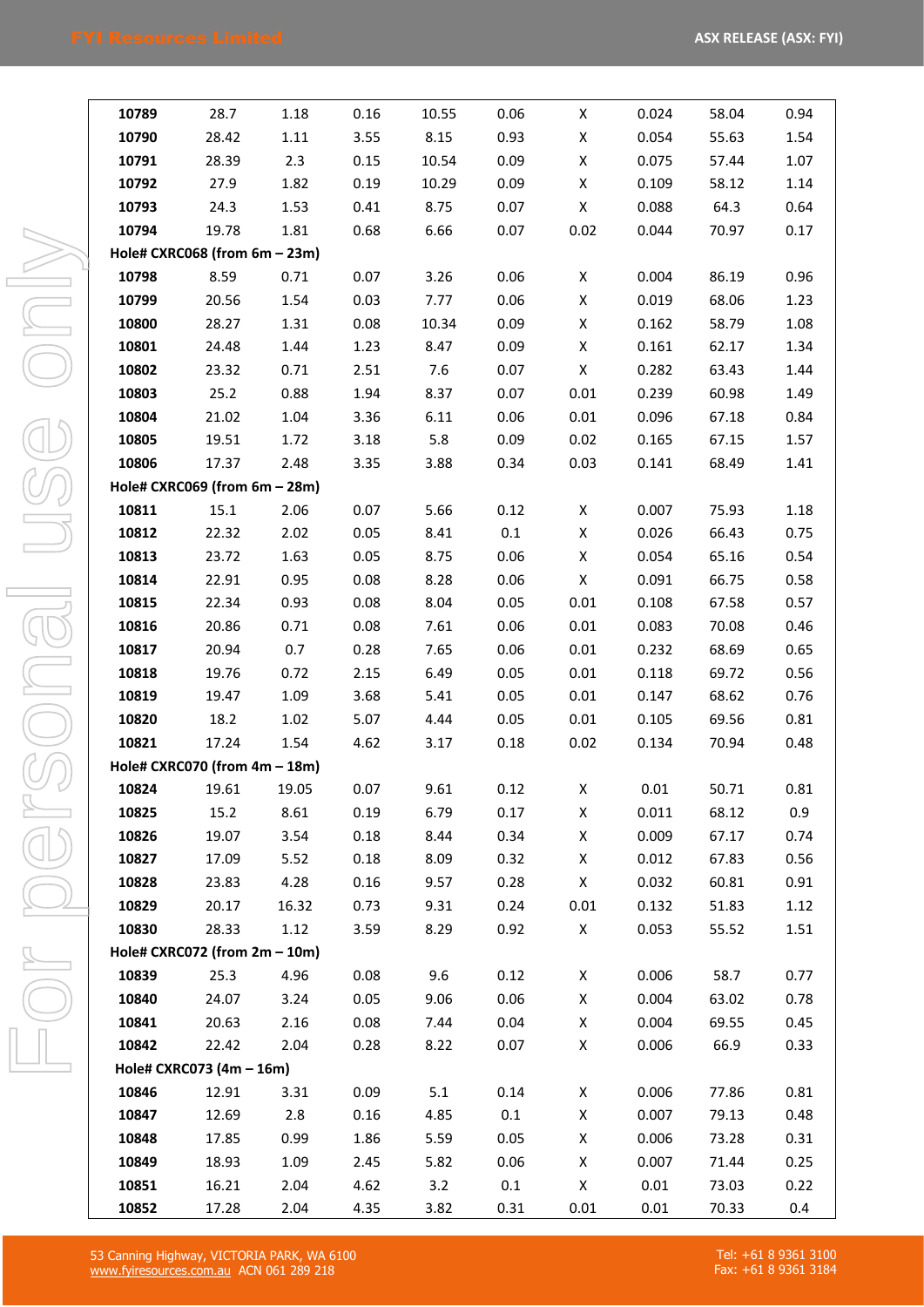| | | | | | | | | | |
|---|---|---|---|---|---|---|---|---|---|
| **10789** | 28.7 | 1.18 | 0.16 | 10.55 | 0.06 | X | 0.024 | 58.04 | 0.94 |
| **10790** | 28.42 | 1.11 | 3.55 | 8.15 | 0.93 | X | 0.054 | 55.63 | 1.54 |
| **10791** | 28.39 | 2.3 | 0.15 | 10.54 | 0.09 | X | 0.075 | 57.44 | 1.07 |
| **10792** | 27.9 | 1.82 | 0.19 | 10.29 | 0.09 | X | 0.109 | 58.12 | 1.14 |
| **10793** | 24.3 | 1.53 | 0.41 | 8.75 | 0.07 | X | 0.088 | 64.3 | 0.64 |
| **10794** | 19.78 | 1.81 | 0.68 | 6.66 | 0.07 | 0.02 | 0.044 | 70.97 | 0.17 |
| **Hole# CXRC068 (from 6m – 23m)** | | | | | | | | | |
| **10798** | 8.59 | 0.71 | 0.07 | 3.26 | 0.06 | X | 0.004 | 86.19 | 0.96 |
| **10799** | 20.56 | 1.54 | 0.03 | 7.77 | 0.06 | X | 0.019 | 68.06 | 1.23 |
| **10800** | 28.27 | 1.31 | 0.08 | 10.34 | 0.09 | X | 0.162 | 58.79 | 1.08 |
| **10801** | 24.48 | 1.44 | 1.23 | 8.47 | 0.09 | X | 0.161 | 62.17 | 1.34 |
| **10802** | 23.32 | 0.71 | 2.51 | 7.6 | 0.07 | X | 0.282 | 63.43 | 1.44 |
| **10803** | 25.2 | 0.88 | 1.94 | 8.37 | 0.07 | 0.01 | 0.239 | 60.98 | 1.49 |
| **10804** | 21.02 | 1.04 | 3.36 | 6.11 | 0.06 | 0.01 | 0.096 | 67.18 | 0.84 |
| **10805** | 19.51 | 1.72 | 3.18 | 5.8 | 0.09 | 0.02 | 0.165 | 67.15 | 1.57 |
| **10806** | 17.37 | 2.48 | 3.35 | 3.88 | 0.34 | 0.03 | 0.141 | 68.49 | 1.41 |
| **Hole# CXRC069 (from 6m – 28m)** | | | | | | | | | |
| **10811** | 15.1 | 2.06 | 0.07 | 5.66 | 0.12 | X | 0.007 | 75.93 | 1.18 |
| **10812** | 22.32 | 2.02 | 0.05 | 8.41 | 0.1 | X | 0.026 | 66.43 | 0.75 |
| **10813** | 23.72 | 1.63 | 0.05 | 8.75 | 0.06 | X | 0.054 | 65.16 | 0.54 |
| **10814** | 22.91 | 0.95 | 0.08 | 8.28 | 0.06 | X | 0.091 | 66.75 | 0.58 |
| **10815** | 22.34 | 0.93 | 0.08 | 8.04 | 0.05 | 0.01 | 0.108 | 67.58 | 0.57 |
| **10816** | 20.86 | 0.71 | 0.08 | 7.61 | 0.06 | 0.01 | 0.083 | 70.08 | 0.46 |
| **10817** | 20.94 | 0.7 | 0.28 | 7.65 | 0.06 | 0.01 | 0.232 | 68.69 | 0.65 |
| **10818** | 19.76 | 0.72 | 2.15 | 6.49 | 0.05 | 0.01 | 0.118 | 69.72 | 0.56 |
| **10819** | 19.47 | 1.09 | 3.68 | 5.41 | 0.05 | 0.01 | 0.147 | 68.62 | 0.76 |
| **10820** | 18.2 | 1.02 | 5.07 | 4.44 | 0.05 | 0.01 | 0.105 | 69.56 | 0.81 |
| **10821** | 17.24 | 1.54 | 4.62 | 3.17 | 0.18 | 0.02 | 0.134 | 70.94 | 0.48 |
| **Hole# CXRC070 (from 4m – 18m)** | | | | | | | | | |
| **10824** | 19.61 | 19.05 | 0.07 | 9.61 | 0.12 | X | 0.01 | 50.71 | 0.81 |
| **10825** | 15.2 | 8.61 | 0.19 | 6.79 | 0.17 | X | 0.011 | 68.12 | 0.9 |
| **10826** | 19.07 | 3.54 | 0.18 | 8.44 | 0.34 | X | 0.009 | 67.17 | 0.74 |
| **10827** | 17.09 | 5.52 | 0.18 | 8.09 | 0.32 | X | 0.012 | 67.83 | 0.56 |
| **10828** | 23.83 | 4.28 | 0.16 | 9.57 | 0.28 | X | 0.032 | 60.81 | 0.91 |
| **10829** | 20.17 | 16.32 | 0.73 | 9.31 | 0.24 | 0.01 | 0.132 | 51.83 | 1.12 |
| **10830** | 28.33 | 1.12 | 3.59 | 8.29 | 0.92 | X | 0.053 | 55.52 | 1.51 |
| **Hole# CXRC072 (from 2m – 10m)** | | | | | | | | | |
| **10839** | 25.3 | 4.96 | 0.08 | 9.6 | 0.12 | X | 0.006 | 58.7 | 0.77 |
| **10840** | 24.07 | 3.24 | 0.05 | 9.06 | 0.06 | X | 0.004 | 63.02 | 0.78 |
| **10841** | 20.63 | 2.16 | 0.08 | 7.44 | 0.04 | X | 0.004 | 69.55 | 0.45 |
| **10842** | 22.42 | 2.04 | 0.28 | 8.22 | 0.07 | X | 0.006 | 66.9 | 0.33 |
| **Hole# CXRC073 (4m – 16m)** | | | | | | | | | |
| **10846** | 12.91 | 3.31 | 0.09 | 5.1 | 0.14 | X | 0.006 | 77.86 | 0.81 |
| **10847** | 12.69 | 2.8 | 0.16 | 4.85 | 0.1 | X | 0.007 | 79.13 | 0.48 |
| **10848** | 17.85 | 0.99 | 1.86 | 5.59 | 0.05 | X | 0.006 | 73.28 | 0.31 |
| **10849** | 18.93 | 1.09 | 2.45 | 5.82 | 0.06 | X | 0.007 | 71.44 | 0.25 |
| **10851** | 16.21 | 2.04 | 4.62 | 3.2 | 0.1 | X | 0.01 | 73.03 | 0.22 |
| **10852** | 17.28 | 2.04 | 4.35 | 3.82 | 0.31 | 0.01 | 0.01 | 70.33 | 0.4 |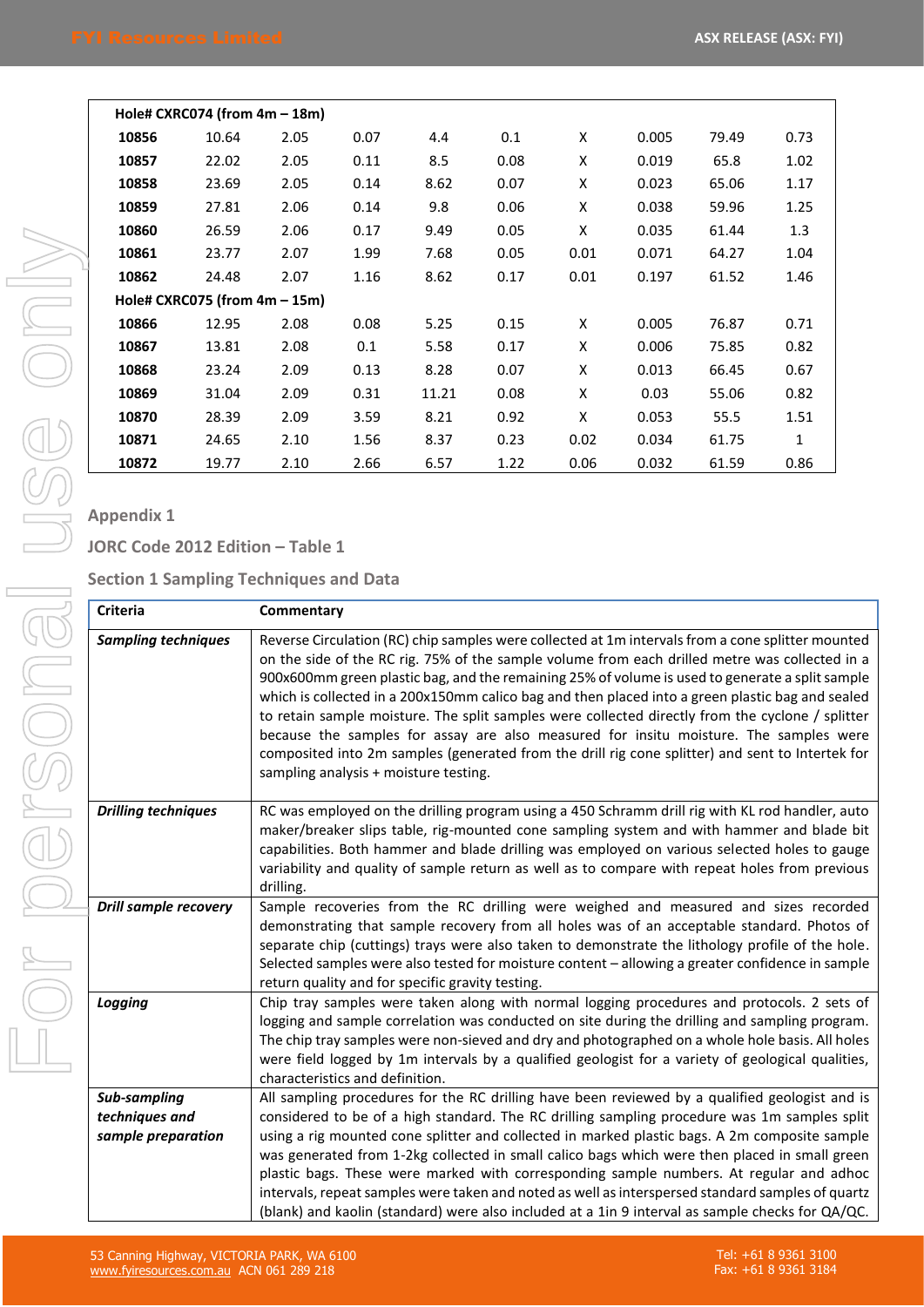| | | | | | | | | | |
|---|---|---|---|---|---|---|---|---|---|
| **Hole# CXRC074 (from 4m – 18m)** | | | | | | | | | |
| **10856** | 10.64 | 2.05 | 0.07 | 4.4 | 0.1 | X | 0.005 | 79.49 | 0.73 |
| **10857** | 22.02 | 2.05 | 0.11 | 8.5 | 0.08 | X | 0.019 | 65.8 | 1.02 |
| **10858** | 23.69 | 2.05 | 0.14 | 8.62 | 0.07 | X | 0.023 | 65.06 | 1.17 |
| **10859** | 27.81 | 2.06 | 0.14 | 9.8 | 0.06 | X | 0.038 | 59.96 | 1.25 |
| **10860** | 26.59 | 2.06 | 0.17 | 9.49 | 0.05 | X | 0.035 | 61.44 | 1.3 |
| **10861** | 23.77 | 2.07 | 1.99 | 7.68 | 0.05 | 0.01 | 0.071 | 64.27 | 1.04 |
| **10862** | 24.48 | 2.07 | 1.16 | 8.62 | 0.17 | 0.01 | 0.197 | 61.52 | 1.46 |
| **Hole# CXRC075 (from 4m – 15m)** | | | | | | | | | |
| **10866** | 12.95 | 2.08 | 0.08 | 5.25 | 0.15 | X | 0.005 | 76.87 | 0.71 |
| **10867** | 13.81 | 2.08 | 0.1 | 5.58 | 0.17 | X | 0.006 | 75.85 | 0.82 |
| **10868** | 23.24 | 2.09 | 0.13 | 8.28 | 0.07 | X | 0.013 | 66.45 | 0.67 |
| **10869** | 31.04 | 2.09 | 0.31 | 11.21 | 0.08 | X | 0.03 | 55.06 | 0.82 |
| **10870** | 28.39 | 2.09 | 3.59 | 8.21 | 0.92 | X | 0.053 | 55.5 | 1.51 |
| **10871** | 24.65 | 2.10 | 1.56 | 8.37 | 0.23 | 0.02 | 0.034 | 61.75 | 1 |
| **10872** | 19.77 | 2.10 | 2.66 | 6.57 | 1.22 | 0.06 | 0.032 | 61.59 | 0.86 |

## Appendix 1

### JORC Code 2012 Edition – Table 1

### Section 1 Sampling Techniques and Data

| Criteria | Commentary |
|---|---|
| ***Sampling techniques*** | Reverse Circulation (RC) chip samples were collected at 1m intervals from a cone splitter mounted on the side of the RC rig. 75% of the sample volume from each drilled metre was collected in a 900x600mm green plastic bag, and the remaining 25% of volume is used to generate a split sample which is collected in a 200x150mm calico bag and then placed into a green plastic bag and sealed to retain sample moisture. The split samples were collected directly from the cyclone / splitter because the samples for assay are also measured for insitu moisture. The samples were composited into 2m samples (generated from the drill rig cone splitter) and sent to Intertek for sampling analysis + moisture testing. |
| ***Drilling techniques*** | RC was employed on the drilling program using a 450 Schramm drill rig with KL rod handler, auto maker/breaker slips table, rig-mounted cone sampling system and with hammer and blade bit capabilities. Both hammer and blade drilling was employed on various selected holes to gauge variability and quality of sample return as well as to compare with repeat holes from previous drilling. |
| ***Drill sample recovery*** | Sample recoveries from the RC drilling were weighed and measured and sizes recorded demonstrating that sample recovery from all holes was of an acceptable standard. Photos of separate chip (cuttings) trays were also taken to demonstrate the lithology profile of the hole. Selected samples were also tested for moisture content – allowing a greater confidence in sample return quality and for specific gravity testing. |
| ***Logging*** | Chip tray samples were taken along with normal logging procedures and protocols. 2 sets of logging and sample correlation was conducted on site during the drilling and sampling program. The chip tray samples were non-sieved and dry and photographed on a whole hole basis. All holes were field logged by 1m intervals by a qualified geologist for a variety of geological qualities, characteristics and definition. |
| ***Sub-sampling techniques and sample preparation*** | All sampling procedures for the RC drilling have been reviewed by a qualified geologist and is considered to be of a high standard. The RC drilling sampling procedure was 1m samples split using a rig mounted cone splitter and collected in marked plastic bags. A 2m composite sample was generated from 1-2kg collected in small calico bags which were then placed in small green plastic bags. These were marked with corresponding sample numbers. At regular and adhoc intervals, repeat samples were taken and noted as well as interspersed standard samples of quartz (blank) and kaolin (standard) were also included at a 1in 9 interval as sample checks for QA/QC. |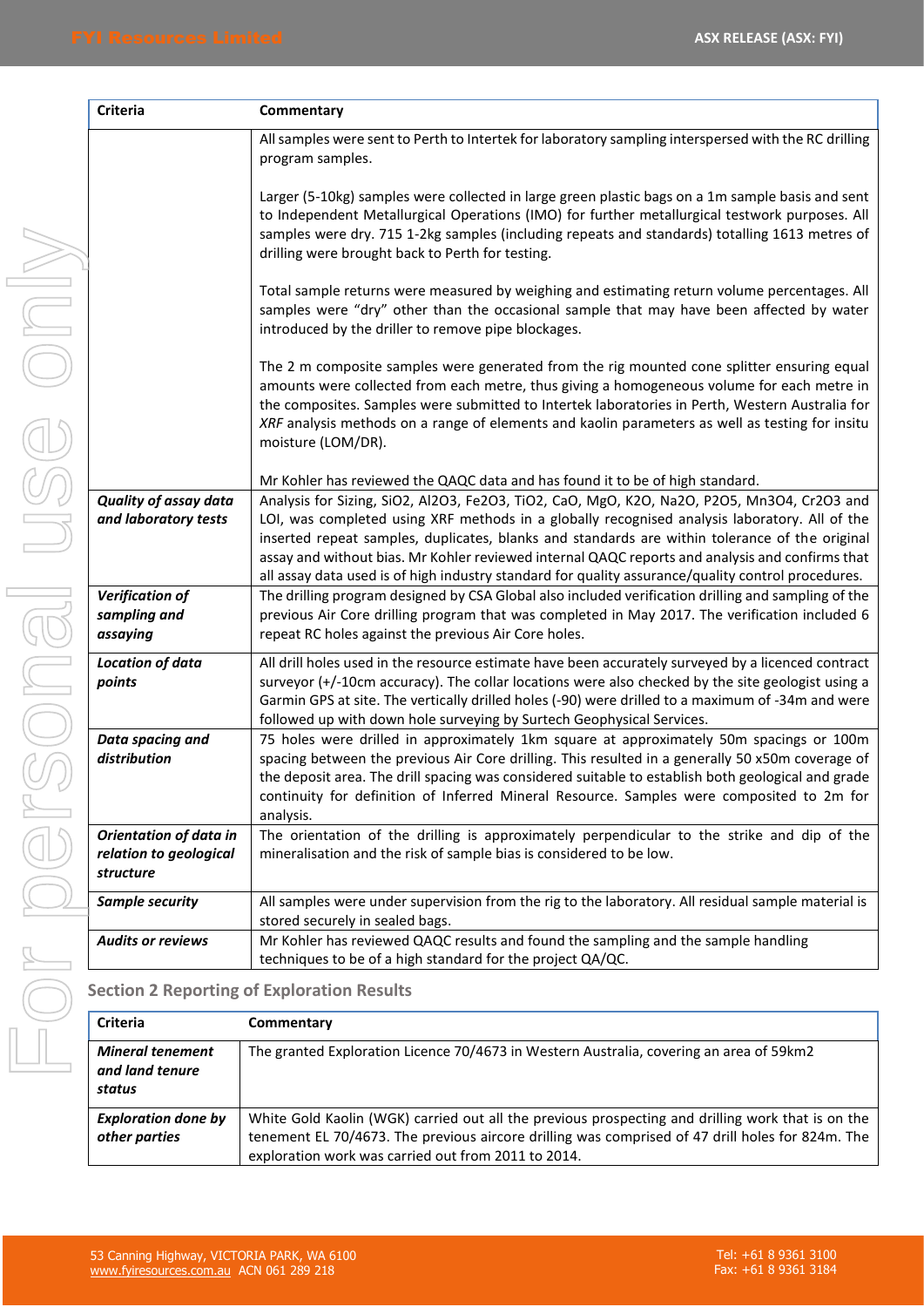| Criteria | Commentary |
|---|---|
| | All samples were sent to Perth to Intertek for laboratory sampling interspersed with the RC drilling program samples.<br><br>Larger (5-10kg) samples were collected in large green plastic bags on a 1m sample basis and sent to Independent Metallurgical Operations (IMO) for further metallurgical testwork purposes. All samples were dry. 715 1-2kg samples (including repeats and standards) totalling 1613 metres of drilling were brought back to Perth for testing.<br><br>Total sample returns were measured by weighing and estimating return volume percentages. All samples were "dry" other than the occasional sample that may have been affected by water introduced by the driller to remove pipe blockages.<br><br>The 2 m composite samples were generated from the rig mounted cone splitter ensuring equal amounts were collected from each metre, thus giving a homogeneous volume for each metre in the composites. Samples were submitted to Intertek laboratories in Perth, Western Australia for *XRF* analysis methods on a range of elements and kaolin parameters as well as testing for insitu moisture (LOM/DR).<br><br>Mr Kohler has reviewed the QAQC data and has found it to be of high standard. |
| ***Quality of assay data and laboratory tests*** | Analysis for Sizing, $SiO_2$, $Al_2O_3$, $Fe_2O_3$, $TiO_2$, CaO, MgO, $K_2O$, $Na_2O$, $P_2O_5$, $Mn_3O_4$, $Cr_2O_3$ and LOI, was completed using XRF methods in a globally recognised analysis laboratory. All of the inserted repeat samples, duplicates, blanks and standards are within tolerance of the original assay and without bias. Mr Kohler reviewed internal QAQC reports and analysis and confirms that all assay data used is of high industry standard for quality assurance/quality control procedures. |
| ***Verification of sampling and assaying*** | The drilling program designed by CSA Global also included verification drilling and sampling of the previous Air Core drilling program that was completed in May 2017. The verification included 6 repeat RC holes against the previous Air Core holes. |
| ***Location of data points*** | All drill holes used in the resource estimate have been accurately surveyed by a licenced contract surveyor (+/-10cm accuracy). The collar locations were also checked by the site geologist using a Garmin GPS at site. The vertically drilled holes (-90) were drilled to a maximum of -34m and were followed up with down hole surveying by Surtech Geophysical Services. |
| ***Data spacing and distribution*** | 75 holes were drilled in approximately 1km square at approximately 50m spacings or 100m spacing between the previous Air Core drilling. This resulted in a generally 50 x50m coverage of the deposit area. The drill spacing was considered suitable to establish both geological and grade continuity for definition of Inferred Mineral Resource. Samples were composited to 2m for analysis. |
| ***Orientation of data in relation to geological structure*** | The orientation of the drilling is approximately perpendicular to the strike and dip of the mineralisation and the risk of sample bias is considered to be low. |
| ***Sample security*** | All samples were under supervision from the rig to the laboratory. All residual sample material is stored securely in sealed bags. |
| ***Audits or reviews*** | Mr Kohler has reviewed QAQC results and found the sampling and the sample handling techniques to be of a high standard for the project QA/QC. |

## Section 2 Reporting of Exploration Results

| Criteria | Commentary |
|---|---|
| ***Mineral tenement and land tenure status*** | The granted Exploration Licence 70/4673 in Western Australia, covering an area of 59km2 |
| ***Exploration done by other parties*** | White Gold Kaolin (WGK) carried out all the previous prospecting and drilling work that is on the tenement EL 70/4673. The previous aircore drilling was comprised of 47 drill holes for 824m. The exploration work was carried out from 2011 to 2014. |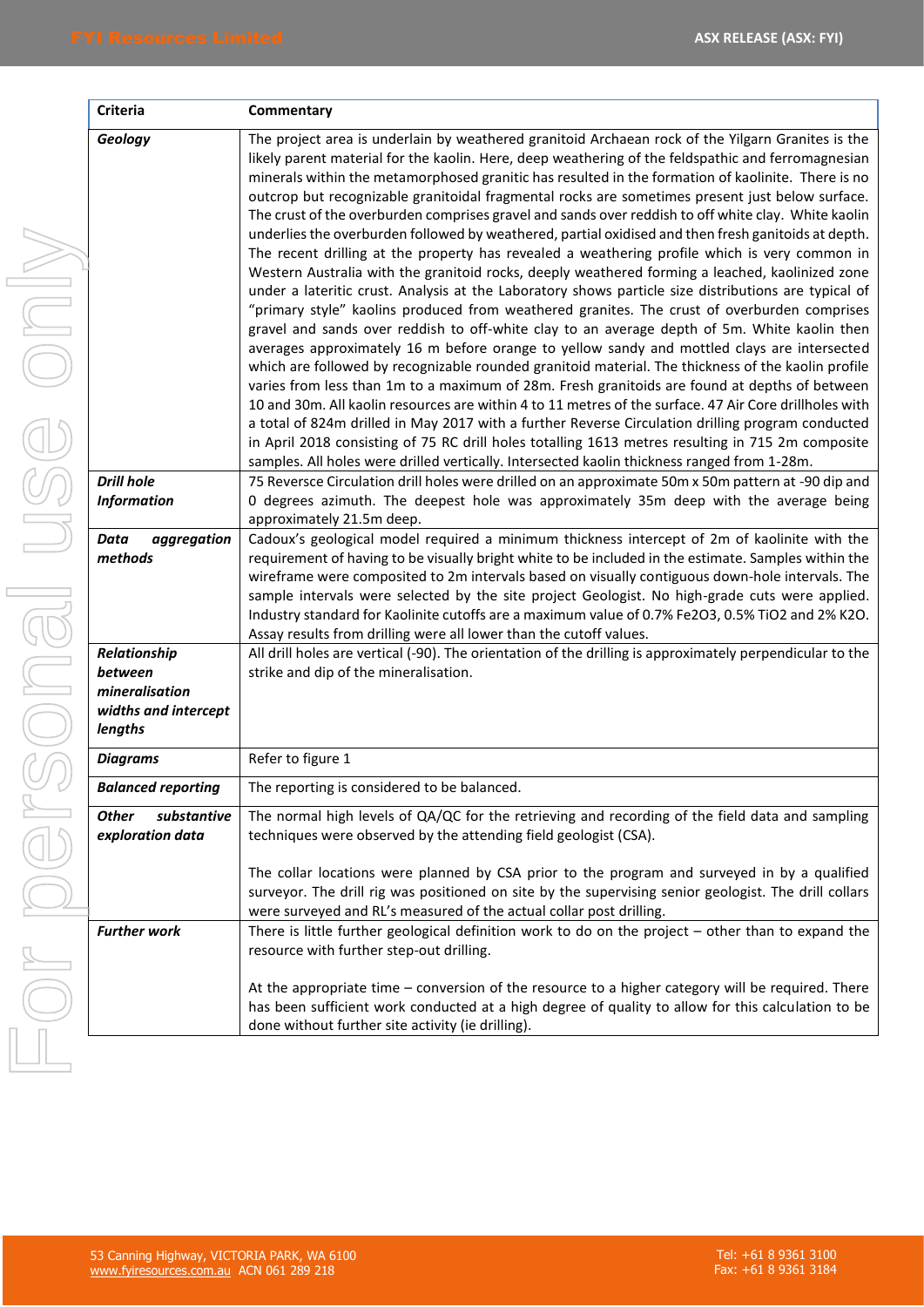| Criteria | Commentary |
|---|---|
| ***Geology*** | The project area is underlain by weathered granitoid Archaean rock of the Yilgarn Granites is the likely parent material for the kaolin. Here, deep weathering of the feldspathic and ferromagnesian minerals within the metamorphosed granitic has resulted in the formation of kaolinite. There is no outcrop but recognizable granitoidal fragmental rocks are sometimes present just below surface. The crust of the overburden comprises gravel and sands over reddish to off white clay. White kaolin underlies the overburden followed by weathered, partial oxidised and then fresh ganitoids at depth. The recent drilling at the property has revealed a weathering profile which is very common in Western Australia with the granitoid rocks, deeply weathered forming a leached, kaolinized zone under a lateritic crust. Analysis at the Laboratory shows particle size distributions are typical of "primary style" kaolins produced from weathered granites. The crust of overburden comprises gravel and sands over reddish to off-white clay to an average depth of 5m. White kaolin then averages approximately 16 m before orange to yellow sandy and mottled clays are intersected which are followed by recognizable rounded granitoid material. The thickness of the kaolin profile varies from less than 1m to a maximum of 28m. Fresh granitoids are found at depths of between 10 and 30m. All kaolin resources are within 4 to 11 metres of the surface. 47 Air Core drillholes with a total of 824m drilled in May 2017 with a further Reverse Circulation drilling program conducted in April 2018 consisting of 75 RC drill holes totalling 1613 metres resulting in 715 2m composite samples. All holes were drilled vertically. Intersected kaolin thickness ranged from 1-28m. |
| ***Drill hole Information*** | 75 Reversce Circulation drill holes were drilled on an approximate 50m x 50m pattern at -90 dip and 0 degrees azimuth. The deepest hole was approximately 35m deep with the average being approximately 21.5m deep. |
| ***Data aggregation methods*** | Cadoux's geological model required a minimum thickness intercept of 2m of kaolinite with the requirement of having to be visually bright white to be included in the estimate. Samples within the wireframe were composited to 2m intervals based on visually contiguous down-hole intervals. The sample intervals were selected by the site project Geologist. No high-grade cuts were applied. Industry standard for Kaolinite cutoffs are a maximum value of 0.7% $Fe_2O_3$, 0.5% $TiO_2$ and 2% $K_2O$. Assay results from drilling were all lower than the cutoff values. |
| ***Relationship between mineralisation widths and intercept lengths*** | All drill holes are vertical (-90). The orientation of the drilling is approximately perpendicular to the strike and dip of the mineralisation. |
| ***Diagrams*** | Refer to figure 1 |
| ***Balanced reporting*** | The reporting is considered to be balanced. |
| ***Other substantive exploration data*** | The normal high levels of QA/QC for the retrieving and recording of the field data and sampling techniques were observed by the attending field geologist (CSA).<br><br>The collar locations were planned by CSA prior to the program and surveyed in by a qualified surveyor. The drill rig was positioned on site by the supervising senior geologist. The drill collars were surveyed and RL's measured of the actual collar post drilling. |
| ***Further work*** | There is little further geological definition work to do on the project – other than to expand the resource with further step-out drilling.<br><br>At the appropriate time – conversion of the resource to a higher category will be required. There has been sufficient work conducted at a high degree of quality to allow for this calculation to be done without further site activity (ie drilling). |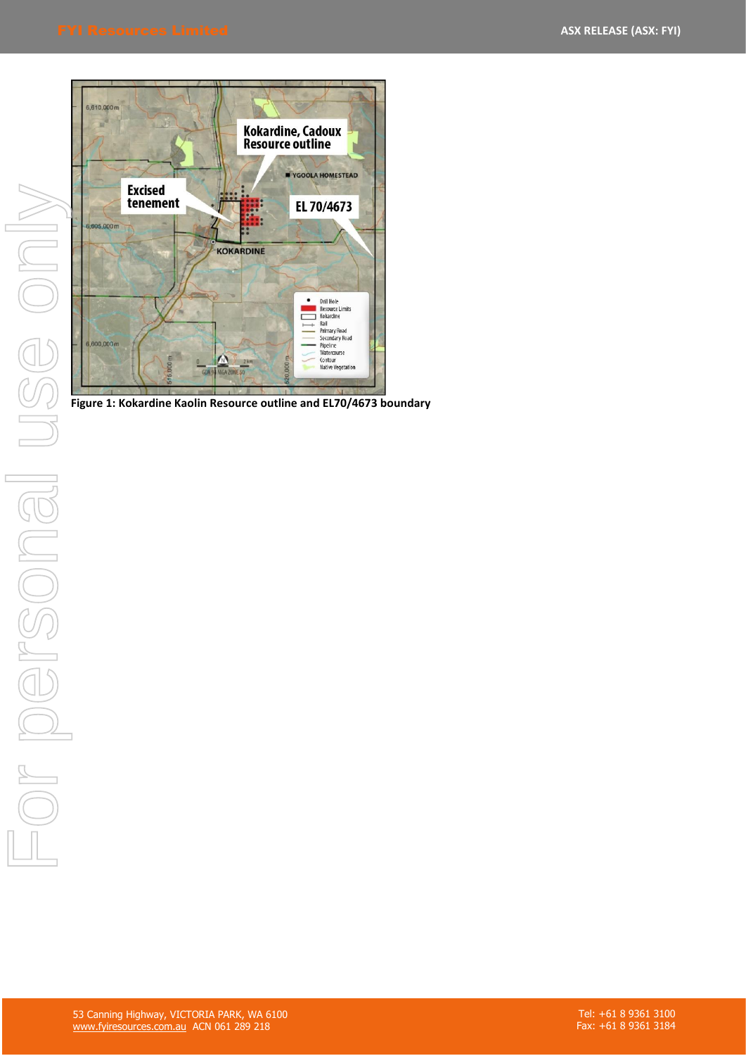Kokardine, Cadoux Resource outline

Excised tenement

EL 70/4673

YGOOLA HOMESTEAD

KOKARDINE

6,610,000m

6,605,000m

6,600,000m

516,000m

520,000m

0 2 km

GDA 94 MGA ZONE 50

Drill Hole
Resource Limits
Kokardine
Rail
Primary Road
Secondary Road
Pipeline
Watercourse
Contour
Native Vegetation

**Figure 1: Kokardine Kaolin Resource outline and EL70/4673 boundary**